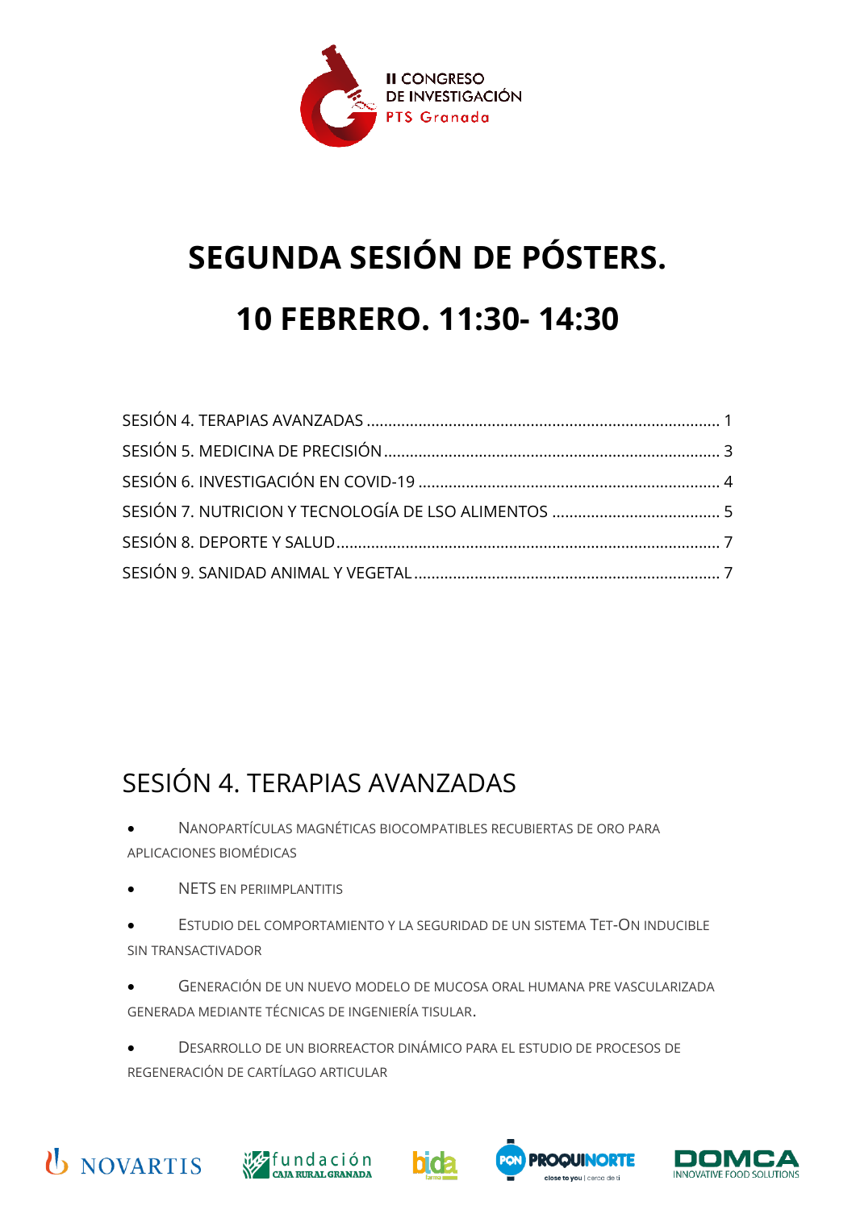II CONGRESO DE INVESTIGACIÓN PTS Granada

# SEGUNDA SESIÓN DE PÓSTERS.

# 10 FEBRERO. 11:30- 14:30

SESIÓN 4. TERAPIAS AVANZADAS ........ 1
SESIÓN 5. MEDICINA DE PRECISIÓN ........ 3
SESIÓN 6. INVESTIGACIÓN EN COVID-19 ........ 4
SESIÓN 7. NUTRICION Y TECNOLOGÍA DE LSO ALIMENTOS ........ 5
SESIÓN 8. DEPORTE Y SALUD ........ 7
SESIÓN 9. SANIDAD ANIMAL Y VEGETAL ........ 7

## SESIÓN 4. TERAPIAS AVANZADAS

- NANOPARTÍCULAS MAGNÉTICAS BIOCOMPATIBLES RECUBIERTAS DE ORO PARA APLICACIONES BIOMÉDICAS
- NETS EN PERIIMPLANTITIS
- ESTUDIO DEL COMPORTAMIENTO Y LA SEGURIDAD DE UN SISTEMA TET-ON INDUCIBLE SIN TRANSACTIVADOR
- GENERACIÓN DE UN NUEVO MODELO DE MUCOSA ORAL HUMANA PRE VASCULARIZADA GENERADA MEDIANTE TÉCNICAS DE INGENIERÍA TISULAR.
- DESARROLLO DE UN BIORREACTOR DINÁMICO PARA EL ESTUDIO DE PROCESOS DE REGENERACIÓN DE CARTÍLAGO ARTICULAR

NOVARTIS · fundación CAJA RURAL GRANADA · bida farma · PON PROQUINORTE close to you | cerca de ti · DOMCA INNOVATIVE FOOD SOLUTIONS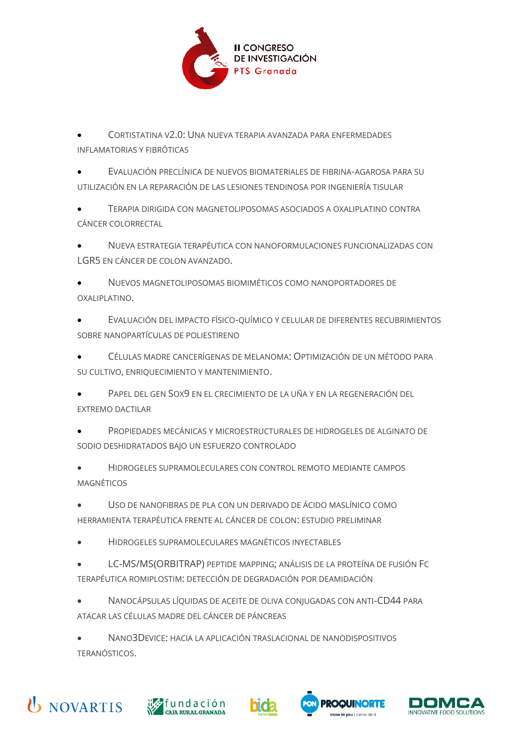- Cortistatina v2.0: Una nueva terapia avanzada para enfermedades inflamatorias y fibróticas
- Evaluación preclínica de nuevos biomateriales de fibrina-agarosa para su utilización en la reparación de las lesiones tendinosa por ingeniería tisular
- Terapia dirigida con magnetoliposomas asociados a oxaliplatino contra cáncer colorrectal
- Nueva estrategia terapéutica con nanoformulaciones funcionalizadas con LGR5 en cáncer de colon avanzado.
- Nuevos magnetoliposomas biomiméticos como nanoportadores de oxaliplatino.
- Evaluación del impacto físico-químico y celular de diferentes recubrimientos sobre nanopartículas de poliestireno
- Células madre cancerígenas de melanoma: Optimización de un método para su cultivo, enriquecimiento y mantenimiento.
- Papel del gen Sox9 en el crecimiento de la uña y en la regeneración del extremo dactilar
- Propiedades mecánicas y microestructurales de hidrogeles de alginato de sodio deshidratados bajo un esfuerzo controlado
- Hidrogeles supramoleculares con control remoto mediante campos magnéticos
- Uso de nanofibras de PLA con un derivado de ácido maslínico como herramienta terapéutica frente al cáncer de colon: estudio preliminar
- Hidrogeles supramoleculares magnéticos inyectables
- LC-MS/MS(Orbitrap) peptide mapping; análisis de la proteína de fusión Fc terapéutica romiplostim: detección de degradación por deamidación
- Nanocápsulas líquidas de aceite de oliva conjugadas con anti-CD44 para atacar las células madre del cáncer de páncreas
- Nano3Device: hacia la aplicación traslacional de nanodispositivos teranósticos.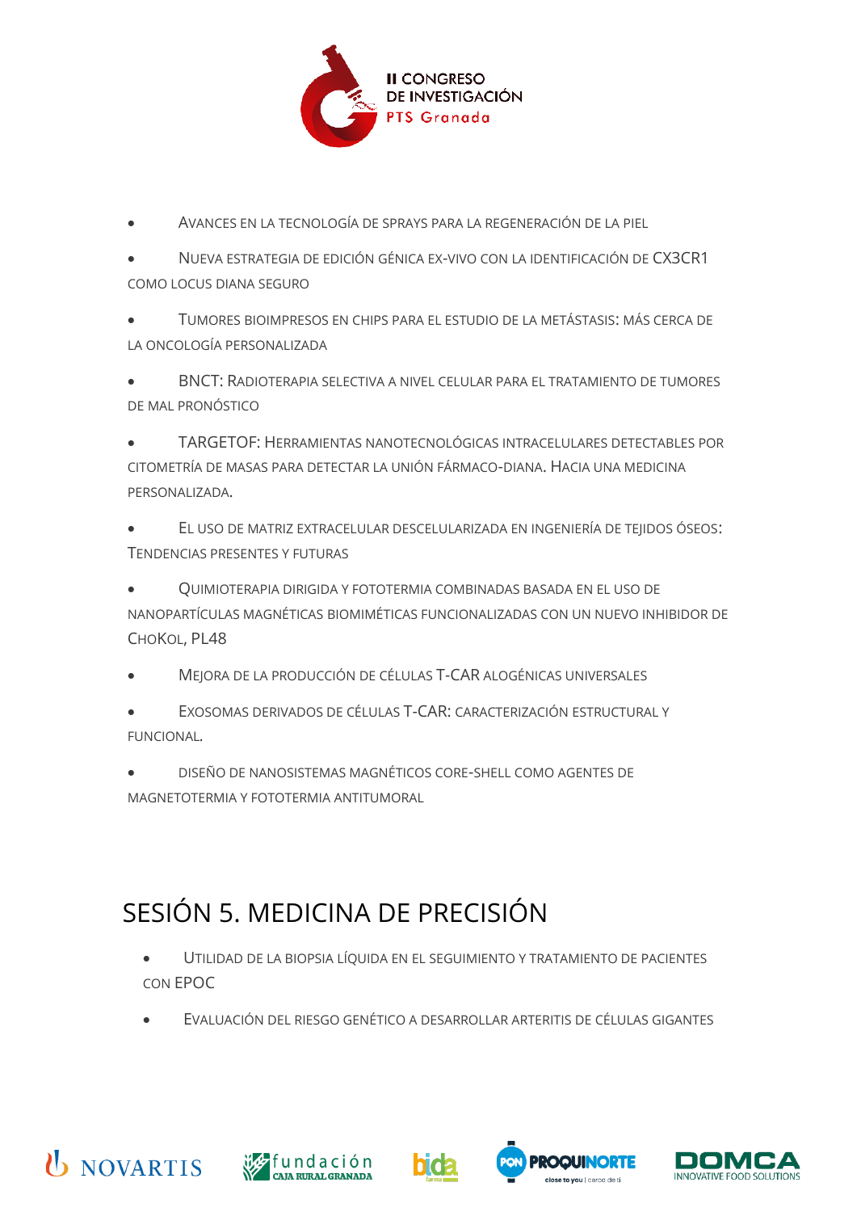- Avances en la tecnología de sprays para la regeneración de la piel
- Nueva estrategia de edición génica ex-vivo con la identificación de CX3CR1 como locus diana seguro
- Tumores bioimpresos en chips para el estudio de la metástasis: más cerca de la oncología personalizada
- BNCT: Radioterapia selectiva a nivel celular para el tratamiento de tumores de mal pronóstico
- TARGETOF: Herramientas nanotecnológicas intracelulares detectables por citometría de masas para detectar la unión fármaco-diana. Hacia una medicina personalizada.
- El uso de matriz extracelular descelularizada en ingeniería de tejidos óseos: Tendencias presentes y futuras
- Quimioterapia dirigida y fototermia combinadas basada en el uso de nanopartículas magnéticas biomiméticas funcionalizadas con un nuevo inhibidor de ChoKol, PL48
- Mejora de la producción de células T-CAR alogénicas universales
- Exosomas derivados de células T-CAR: caracterización estructural y funcional.
- Diseño de nanosistemas magnéticos core-shell como agentes de magnetotermia y fototermia antitumoral

# SESIÓN 5. MEDICINA DE PRECISIÓN

- Utilidad de la biopsia líquida en el seguimiento y tratamiento de pacientes con EPOC
- Evaluación del riesgo genético a desarrollar arteritis de células gigantes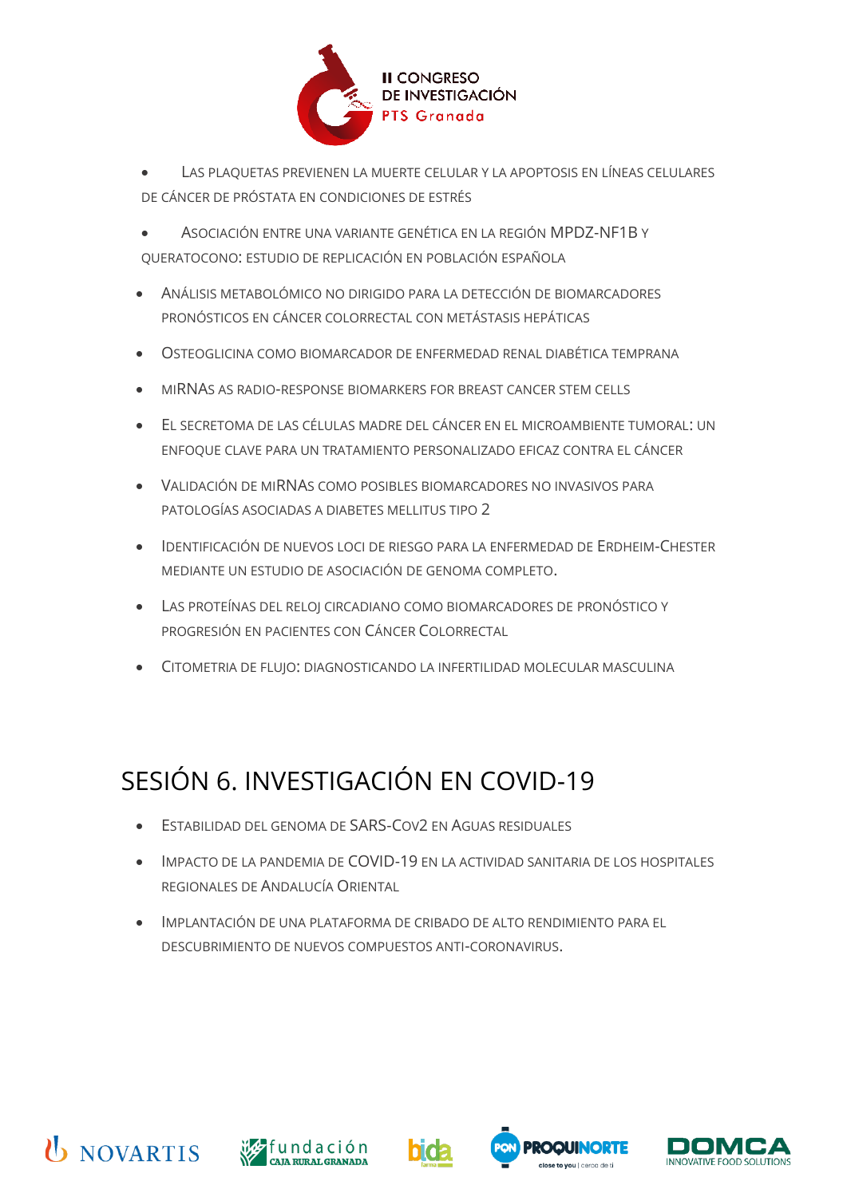- Las plaquetas previenen la muerte celular y la apoptosis en líneas celulares de cáncer de próstata en condiciones de estrés
- Asociación entre una variante genética en la región MPDZ-NF1B y queratocono: estudio de replicación en población española
- Análisis metabolómico no dirigido para la detección de biomarcadores pronósticos en cáncer colorrectal con metástasis hepáticas
- Osteoglicina como biomarcador de enfermedad renal diabética temprana
- miRNAs as radio-response biomarkers for breast cancer stem cells
- El secretoma de las células madre del cáncer en el microambiente tumoral: un enfoque clave para un tratamiento personalizado eficaz contra el cáncer
- Validación de miRNAs como posibles biomarcadores no invasivos para patologías asociadas a diabetes mellitus tipo 2
- Identificación de nuevos loci de riesgo para la enfermedad de Erdheim-Chester mediante un estudio de asociación de genoma completo.
- Las proteínas del reloj circadiano como biomarcadores de pronóstico y progresión en pacientes con Cáncer Colorrectal
- Citometria de flujo: diagnosticando la infertilidad molecular masculina

# SESIÓN 6. INVESTIGACIÓN EN COVID-19

- Estabilidad del genoma de SARS-CoV2 en aguas residuales
- Impacto de la pandemia de COVID-19 en la actividad sanitaria de los hospitales regionales de Andalucía Oriental
- Implantación de una plataforma de cribado de alto rendimiento para el descubrimiento de nuevos compuestos anti-coronavirus.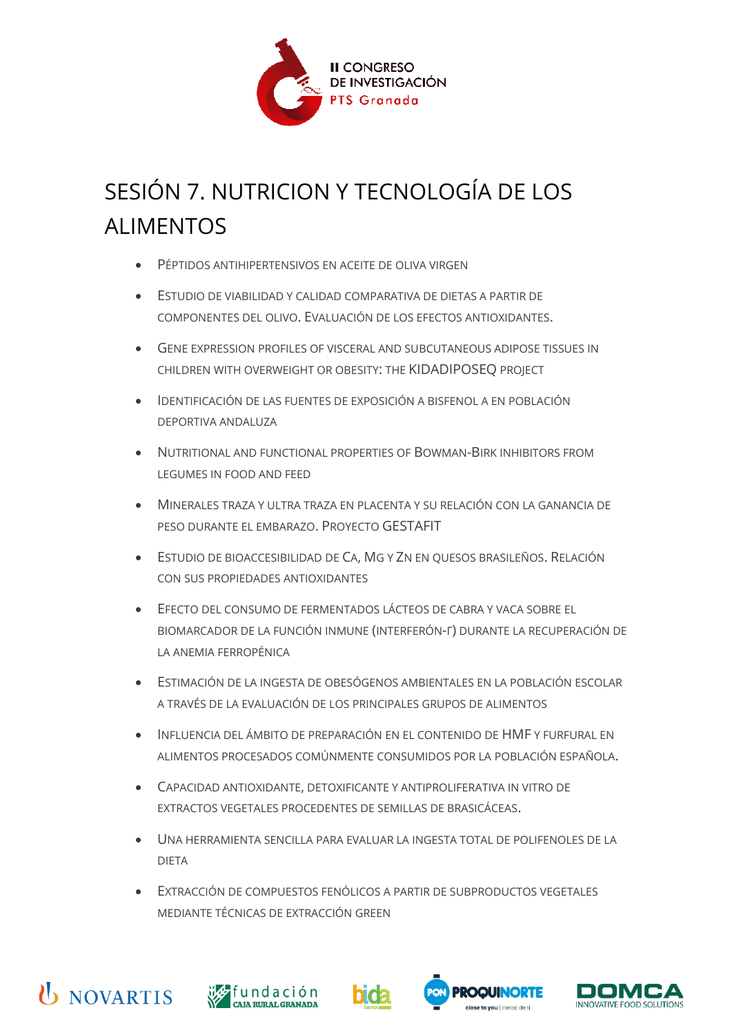# SESIÓN 7. NUTRICION Y TECNOLOGÍA DE LOS ALIMENTOS

- PÉPTIDOS ANTIHIPERTENSIVOS EN ACEITE DE OLIVA VIRGEN
- ESTUDIO DE VIABILIDAD Y CALIDAD COMPARATIVA DE DIETAS A PARTIR DE COMPONENTES DEL OLIVO. EVALUACIÓN DE LOS EFECTOS ANTIOXIDANTES.
- GENE EXPRESSION PROFILES OF VISCERAL AND SUBCUTANEOUS ADIPOSE TISSUES IN CHILDREN WITH OVERWEIGHT OR OBESITY: THE KIDADIPOSEQ PROJECT
- IDENTIFICACIÓN DE LAS FUENTES DE EXPOSICIÓN A BISFENOL A EN POBLACIÓN DEPORTIVA ANDALUZA
- NUTRITIONAL AND FUNCTIONAL PROPERTIES OF BOWMAN-BIRK INHIBITORS FROM LEGUMES IN FOOD AND FEED
- MINERALES TRAZA Y ULTRA TRAZA EN PLACENTA Y SU RELACIÓN CON LA GANANCIA DE PESO DURANTE EL EMBARAZO. PROYECTO GESTAFIT
- ESTUDIO DE BIOACCESIBILIDAD DE CA, MG Y ZN EN QUESOS BRASILEÑOS. RELACIÓN CON SUS PROPIEDADES ANTIOXIDANTES
- EFECTO DEL CONSUMO DE FERMENTADOS LÁCTEOS DE CABRA Y VACA SOBRE EL BIOMARCADOR DE LA FUNCIÓN INMUNE (INTERFERÓN-Γ) DURANTE LA RECUPERACIÓN DE LA ANEMIA FERROPÉNICA
- ESTIMACIÓN DE LA INGESTA DE OBESÓGENOS AMBIENTALES EN LA POBLACIÓN ESCOLAR A TRAVÉS DE LA EVALUACIÓN DE LOS PRINCIPALES GRUPOS DE ALIMENTOS
- INFLUENCIA DEL ÁMBITO DE PREPARACIÓN EN EL CONTENIDO DE HMF Y FURFURAL EN ALIMENTOS PROCESADOS COMÚNMENTE CONSUMIDOS POR LA POBLACIÓN ESPAÑOLA.
- CAPACIDAD ANTIOXIDANTE, DETOXIFICANTE Y ANTIPROLIFERATIVA IN VITRO DE EXTRACTOS VEGETALES PROCEDENTES DE SEMILLAS DE BRASICÁCEAS.
- UNA HERRAMIENTA SENCILLA PARA EVALUAR LA INGESTA TOTAL DE POLIFENOLES DE LA DIETA
- EXTRACCIÓN DE COMPUESTOS FENÓLICOS A PARTIR DE SUBPRODUCTOS VEGETALES MEDIANTE TÉCNICAS DE EXTRACCIÓN GREEN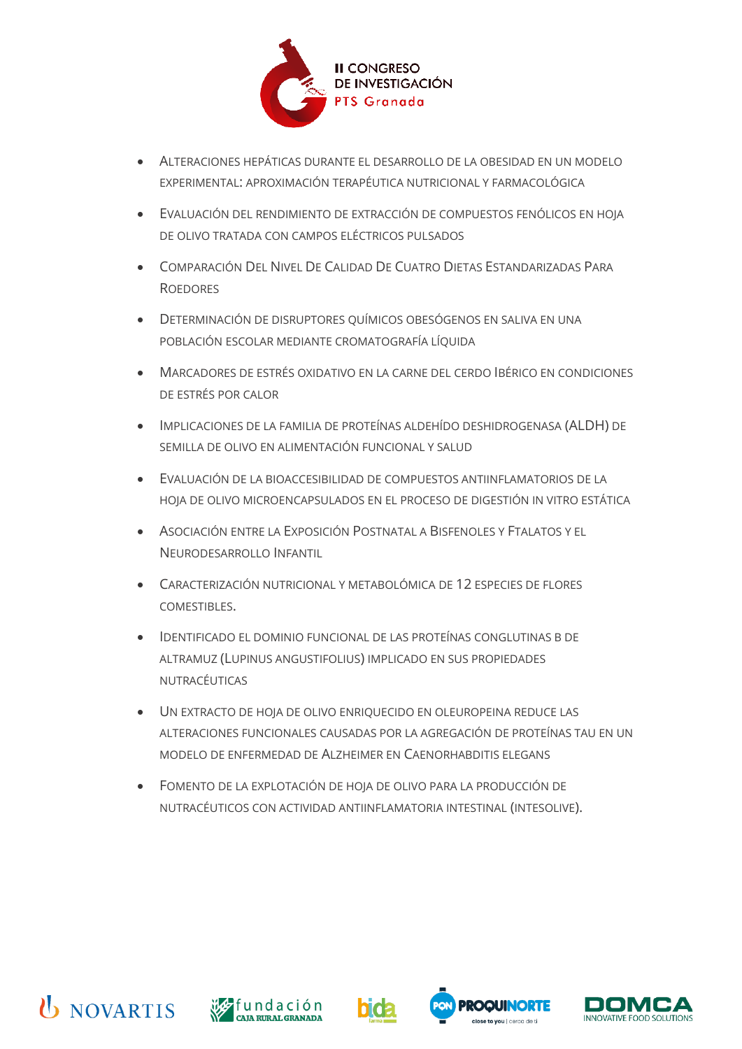- Alteraciones hepáticas durante el desarrollo de la obesidad en un modelo experimental: aproximación terapéutica nutricional y farmacológica
- Evaluación del rendimiento de extracción de compuestos fenólicos en hoja de olivo tratada con campos eléctricos pulsados
- Comparación Del Nivel De Calidad De Cuatro Dietas Estandarizadas Para Roedores
- Determinación de disruptores químicos obesógenos en saliva en una población escolar mediante cromatografía líquida
- Marcadores de estrés oxidativo en la carne del cerdo Ibérico en condiciones de estrés por calor
- Implicaciones de la familia de proteínas aldehído deshidrogenasa (ALDH) de semilla de olivo en alimentación funcional y salud
- Evaluación de la bioaccesibilidad de compuestos antiinflamatorios de la hoja de olivo microencapsulados en el proceso de digestión in vitro estática
- Asociación entre la Exposición Postnatal a Bisfenoles y Ftalatos y el Neurodesarrollo Infantil
- Caracterización nutricional y metabolómica de 12 especies de flores comestibles.
- Identificado el dominio funcional de las proteínas conglutinas B de altramuz (Lupinus angustifolius) implicado en sus propiedades nutracéuticas
- Un extracto de hoja de olivo enriquecido en oleuropeina reduce las alteraciones funcionales causadas por la agregación de proteínas tau en un modelo de enfermedad de Alzheimer en Caenorhabditis elegans
- Fomento de la explotación de hoja de olivo para la producción de nutracéuticos con actividad antiinflamatoria intestinal (INTESOLIVE).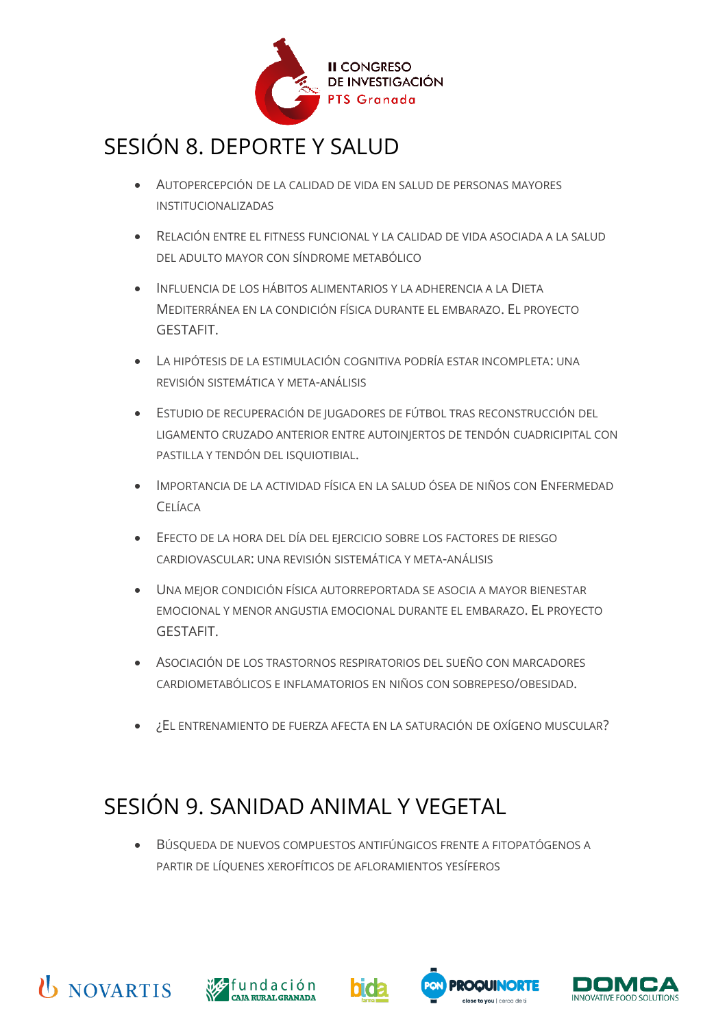## SESIÓN 8. DEPORTE Y SALUD

- Autopercepción de la calidad de vida en salud de personas mayores institucionalizadas
- Relación entre el fitness funcional y la calidad de vida asociada a la salud del adulto mayor con síndrome metabólico
- Influencia de los hábitos alimentarios y la adherencia a la Dieta Mediterránea en la condición física durante el embarazo. El proyecto GESTAFIT.
- La hipótesis de la estimulación cognitiva podría estar incompleta: una revisión sistemática y meta-análisis
- Estudio de recuperación de jugadores de fútbol tras reconstrucción del ligamento cruzado anterior entre autoinjertos de tendón cuadricipital con pastilla y tendón del isquiotibial.
- Importancia de la actividad física en la salud ósea de niños con Enfermedad Celíaca
- Efecto de la hora del día del ejercicio sobre los factores de riesgo cardiovascular: una revisión sistemática y meta-análisis
- Una mejor condición física autorreportada se asocia a mayor bienestar emocional y menor angustia emocional durante el embarazo. El proyecto GESTAFIT.
- Asociación de los trastornos respiratorios del sueño con marcadores cardiometabólicos e inflamatorios en niños con sobrepeso/obesidad.
- ¿El entrenamiento de fuerza afecta en la saturación de oxígeno muscular?

## SESIÓN 9. SANIDAD ANIMAL Y VEGETAL

- Búsqueda de nuevos compuestos antifúngicos frente a fitopatógenos a partir de líquenes xerofíticos de afloramientos yesíferos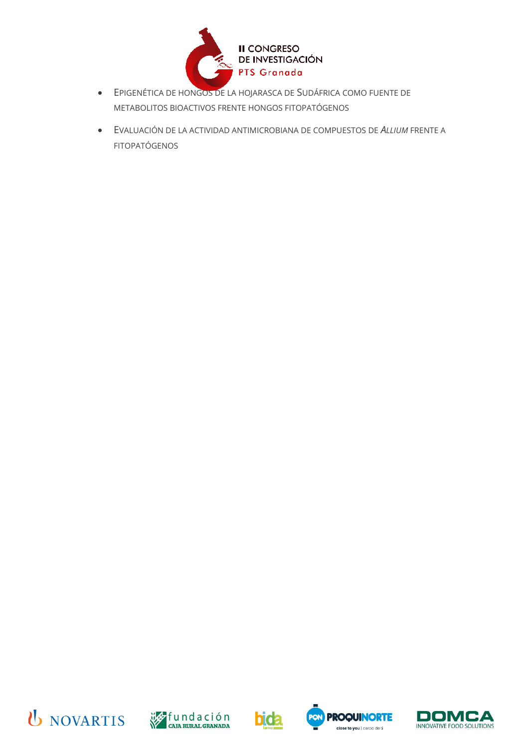- EPIGENÉTICA DE HONGOS DE LA HOJARASCA DE SUDÁFRICA COMO FUENTE DE METABOLITOS BIOACTIVOS FRENTE HONGOS FITOPATÓGENOS
- EVALUACIÓN DE LA ACTIVIDAD ANTIMICROBIANA DE COMPUESTOS DE *ALLIUM* FRENTE A FITOPATÓGENOS